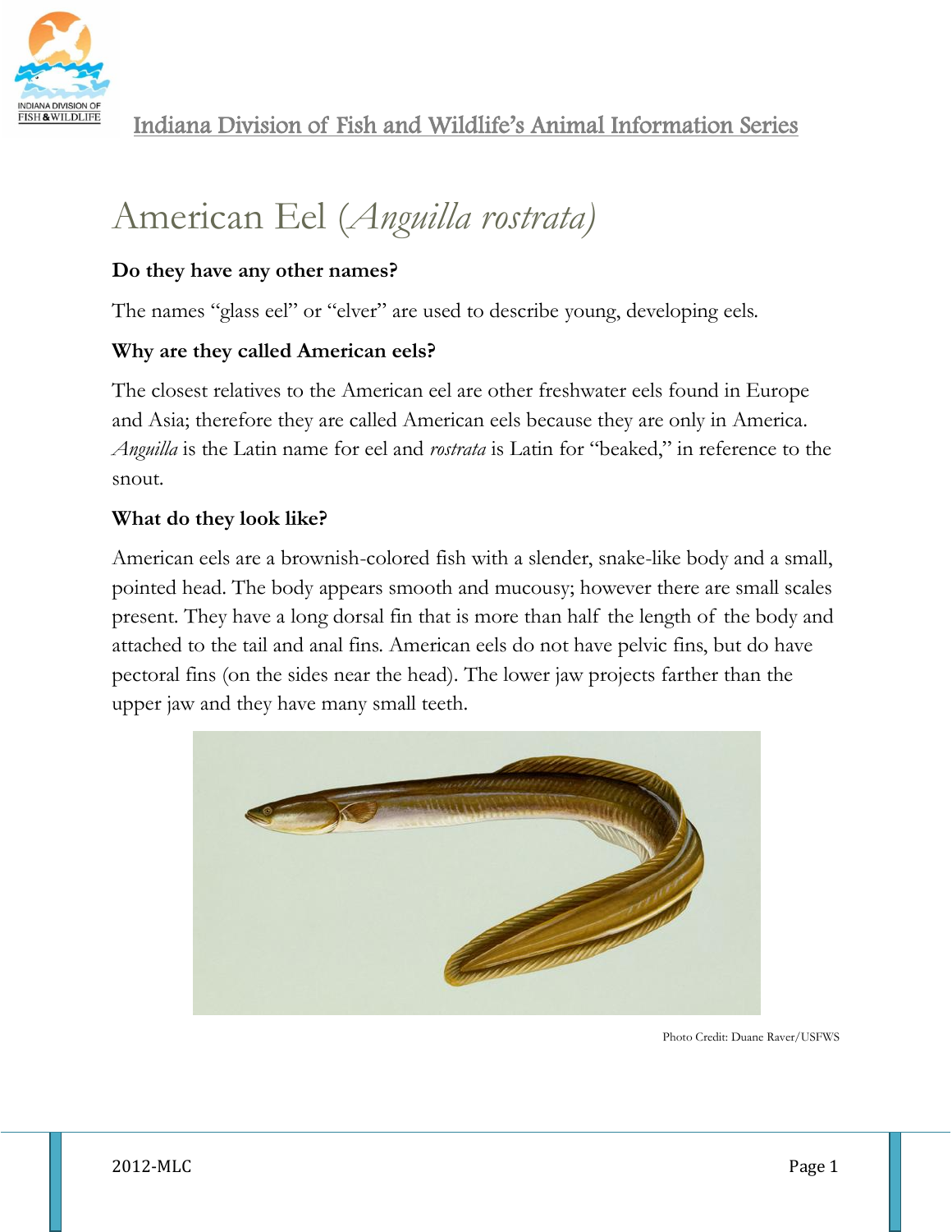Indiana Division of Fish and Wildlife's Animal Information Series

# American Eel (*Anguilla rostrata*)

**Do they have any other names?**

The names "glass eel" or "elver" are used to describe young, developing eels.

**Why are they called American eels?**

The closest relatives to the American eel are other freshwater eels found in Europe and Asia; therefore they are called American eels because they are only in America. *Anguilla* is the Latin name for eel and *rostrata* is Latin for "beaked," in reference to the snout.

**What do they look like?**

American eels are a brownish-colored fish with a slender, snake-like body and a small, pointed head. The body appears smooth and mucousy; however there are small scales present. They have a long dorsal fin that is more than half the length of the body and attached to the tail and anal fins. American eels do not have pelvic fins, but do have pectoral fins (on the sides near the head). The lower jaw projects farther than the upper jaw and they have many small teeth.

Photo Credit: Duane Raver/USFWS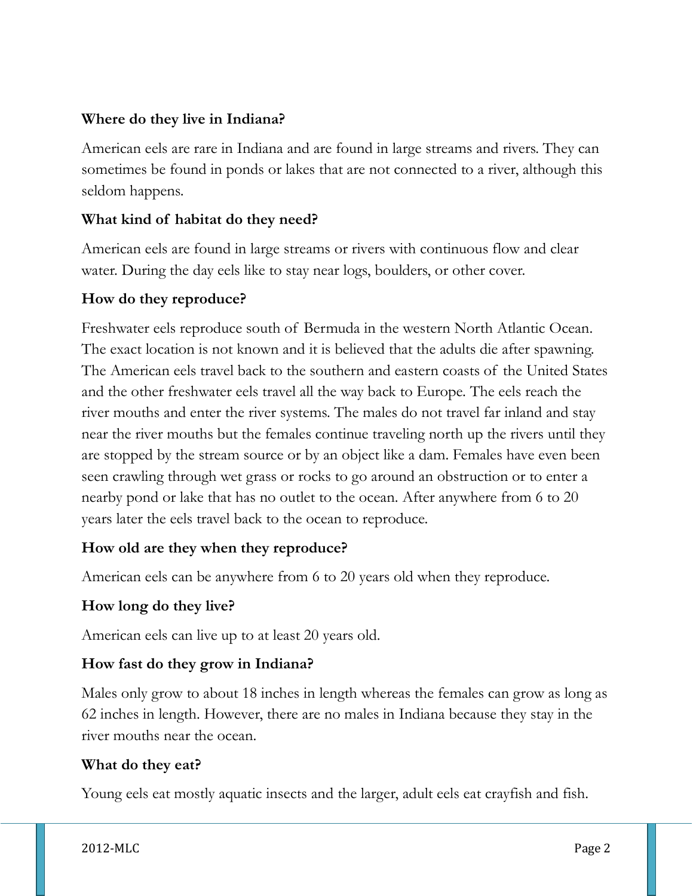**Where do they live in Indiana?**

American eels are rare in Indiana and are found in large streams and rivers. They can sometimes be found in ponds or lakes that are not connected to a river, although this seldom happens.

**What kind of habitat do they need?**

American eels are found in large streams or rivers with continuous flow and clear water. During the day eels like to stay near logs, boulders, or other cover.

**How do they reproduce?**

Freshwater eels reproduce south of Bermuda in the western North Atlantic Ocean. The exact location is not known and it is believed that the adults die after spawning. The American eels travel back to the southern and eastern coasts of the United States and the other freshwater eels travel all the way back to Europe. The eels reach the river mouths and enter the river systems. The males do not travel far inland and stay near the river mouths but the females continue traveling north up the rivers until they are stopped by the stream source or by an object like a dam. Females have even been seen crawling through wet grass or rocks to go around an obstruction or to enter a nearby pond or lake that has no outlet to the ocean. After anywhere from 6 to 20 years later the eels travel back to the ocean to reproduce.

**How old are they when they reproduce?**

American eels can be anywhere from 6 to 20 years old when they reproduce.

**How long do they live?**

American eels can live up to at least 20 years old.

**How fast do they grow in Indiana?**

Males only grow to about 18 inches in length whereas the females can grow as long as 62 inches in length. However, there are no males in Indiana because they stay in the river mouths near the ocean.

**What do they eat?**

Young eels eat mostly aquatic insects and the larger, adult eels eat crayfish and fish.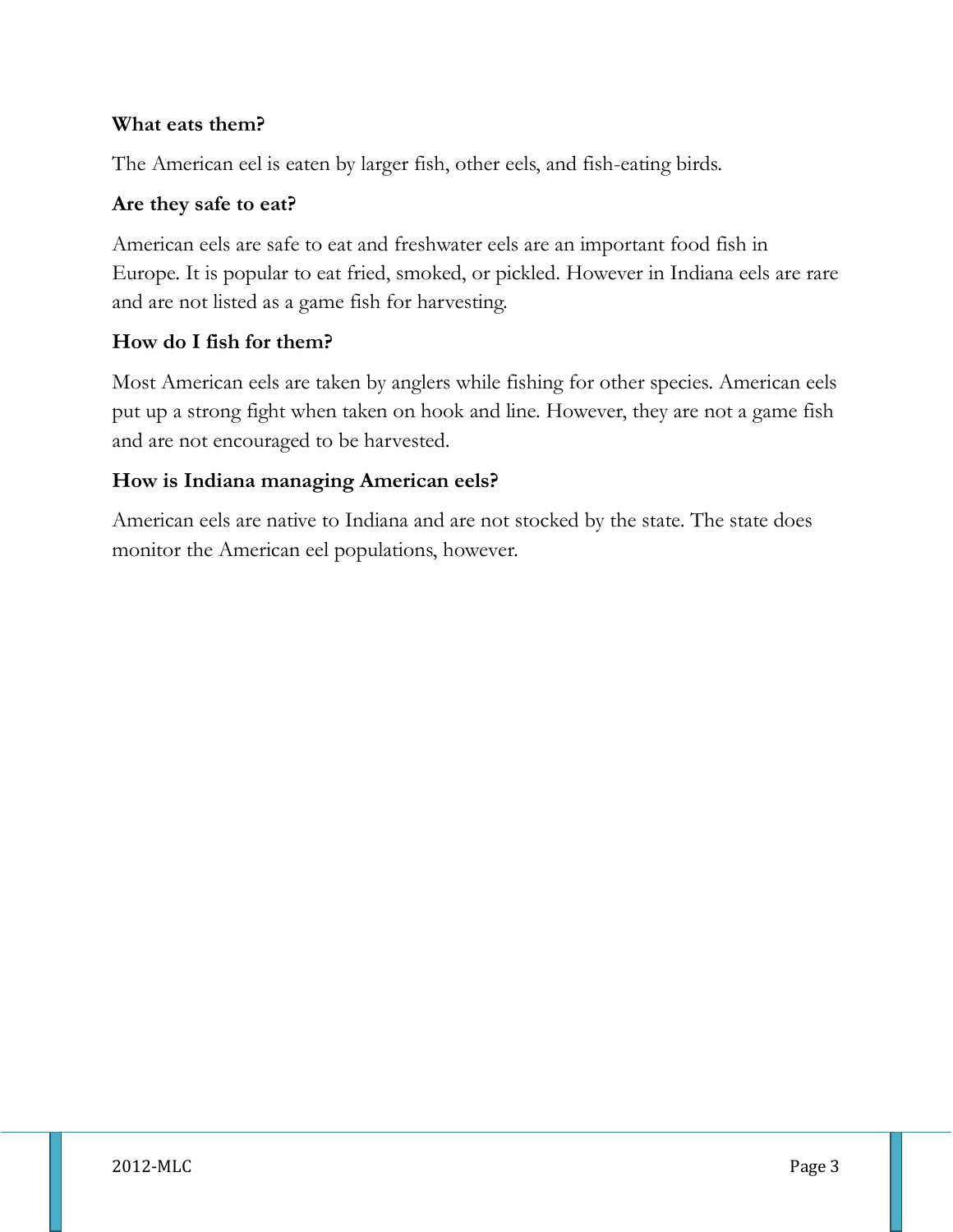**What eats them?**

The American eel is eaten by larger fish, other eels, and fish-eating birds.

**Are they safe to eat?**

American eels are safe to eat and freshwater eels are an important food fish in Europe. It is popular to eat fried, smoked, or pickled. However in Indiana eels are rare and are not listed as a game fish for harvesting.

**How do I fish for them?**

Most American eels are taken by anglers while fishing for other species. American eels put up a strong fight when taken on hook and line. However, they are not a game fish and are not encouraged to be harvested.

**How is Indiana managing American eels?**

American eels are native to Indiana and are not stocked by the state. The state does monitor the American eel populations, however.